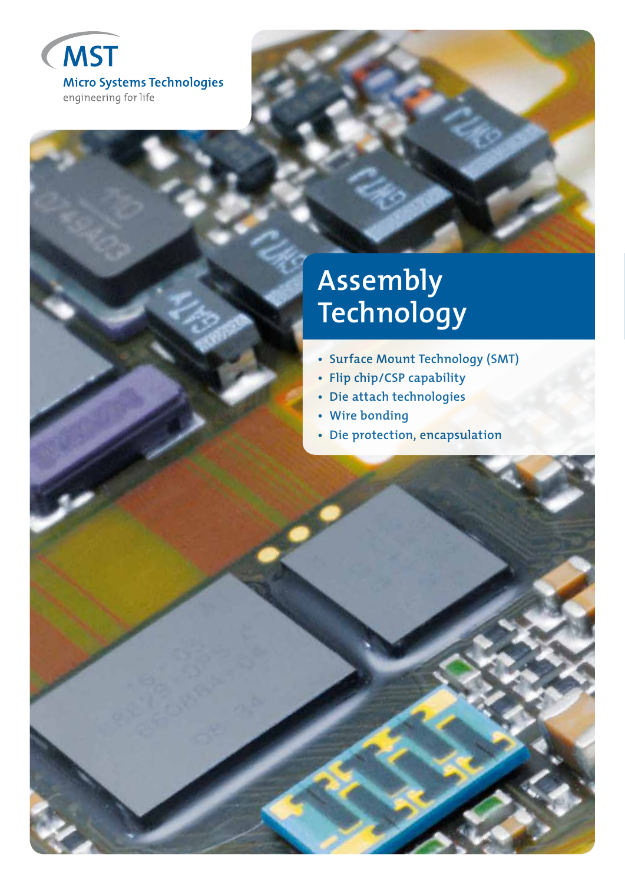MST

Micro Systems Technologies

engineering for life

# Assembly Technology

- Surface Mount Technology (SMT)
- Flip chip/CSP capability
- Die attach technologies
- Wire bonding
- Die protection, encapsulation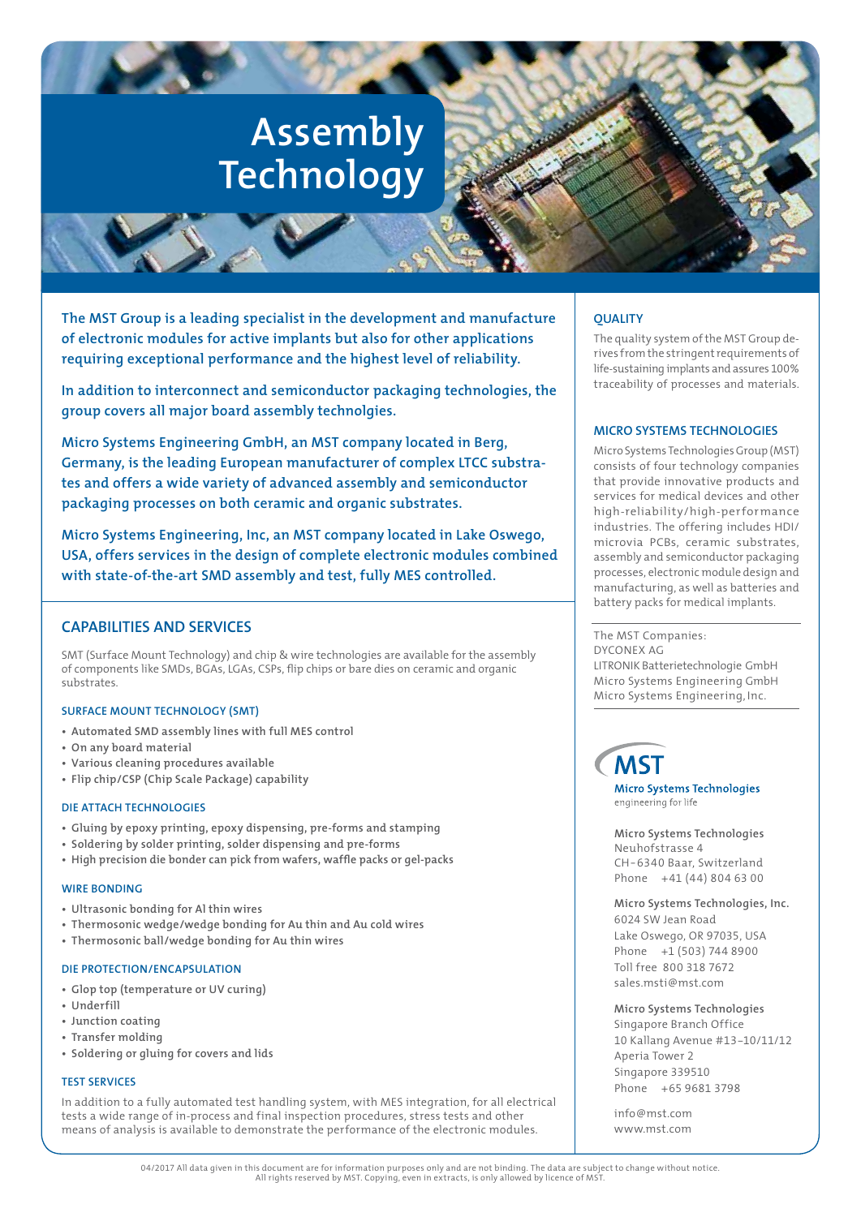# Assembly Technology

**The MST Group is a leading specialist in the development and manufacture of electronic modules for active implants but also for other applications requiring exceptional performance and the highest level of reliability.**

**In addition to interconnect and semiconductor packaging technologies, the group covers all major board assembly technolgies.**

**Micro Systems Engineering GmbH, an MST company located in Berg, Germany, is the leading European manufacturer of complex LTCC substrates and offers a wide variety of advanced assembly and semiconductor packaging processes on both ceramic and organic substrates.**

**Micro Systems Engineering, Inc, an MST company located in Lake Oswego, USA, offers services in the design of complete electronic modules combined with state-of-the-art SMD assembly and test, fully MES controlled.**

## CAPABILITIES AND SERVICES

SMT (Surface Mount Technology) and chip & wire technologies are available for the assembly of components like SMDs, BGAs, LGAs, CSPs, flip chips or bare dies on ceramic and organic substrates.

### SURFACE MOUNT TECHNOLOGY (SMT)

- Automated SMD assembly lines with full MES control
- On any board material
- Various cleaning procedures available
- Flip chip/CSP (Chip Scale Package) capability

### DIE ATTACH TECHNOLOGIES

- Gluing by epoxy printing, epoxy dispensing, pre-forms and stamping
- Soldering by solder printing, solder dispensing and pre-forms
- High precision die bonder can pick from wafers, waffle packs or gel-packs

### WIRE BONDING

- Ultrasonic bonding for Al thin wires
- Thermosonic wedge/wedge bonding for Au thin and Au cold wires
- Thermosonic ball/wedge bonding for Au thin wires

### DIE PROTECTION/ENCAPSULATION

- Glop top (temperature or UV curing)
- Underfill
- Junction coating
- Transfer molding
- Soldering or gluing for covers and lids

### TEST SERVICES

In addition to a fully automated test handling system, with MES integration, for all electrical tests a wide range of in-process and final inspection procedures, stress tests and other means of analysis is available to demonstrate the performance of the electronic modules.

## QUALITY

The quality system of the MST Group derives from the stringent requirements of life-sustaining implants and assures 100% traceability of processes and materials.

## MICRO SYSTEMS TECHNOLOGIES

Micro Systems Technologies Group (MST) consists of four technology companies that provide innovative products and services for medical devices and other high-reliability/high-performance industries. The offering includes HDI/microvia PCBs, ceramic substrates, assembly and semiconductor packaging processes, electronic module design and manufacturing, as well as batteries and battery packs for medical implants.

The MST Companies:
DYCONEX AG
LITRONIK Batterietechnologie GmbH
Micro Systems Engineering GmbH
Micro Systems Engineering, Inc.

MST
Micro Systems Technologies
engineering for life

**Micro Systems Technologies**
Neuhofstrasse 4
CH-6340 Baar, Switzerland
Phone +41 (44) 804 63 00

**Micro Systems Technologies, Inc.**
6024 SW Jean Road
Lake Oswego, OR 97035, USA
Phone +1 (503) 744 8900
Toll free 800 318 7672
sales.msti@mst.com

**Micro Systems Technologies**
Singapore Branch Office
10 Kallang Avenue #13–10/11/12
Aperia Tower 2
Singapore 339510
Phone +65 9681 3798

info@mst.com
www.mst.com

04/2017 All data given in this document are for information purposes only and are not binding. The data are subject to change without notice. All rights reserved by MST. Copying, even in extracts, is only allowed by licence of MST.